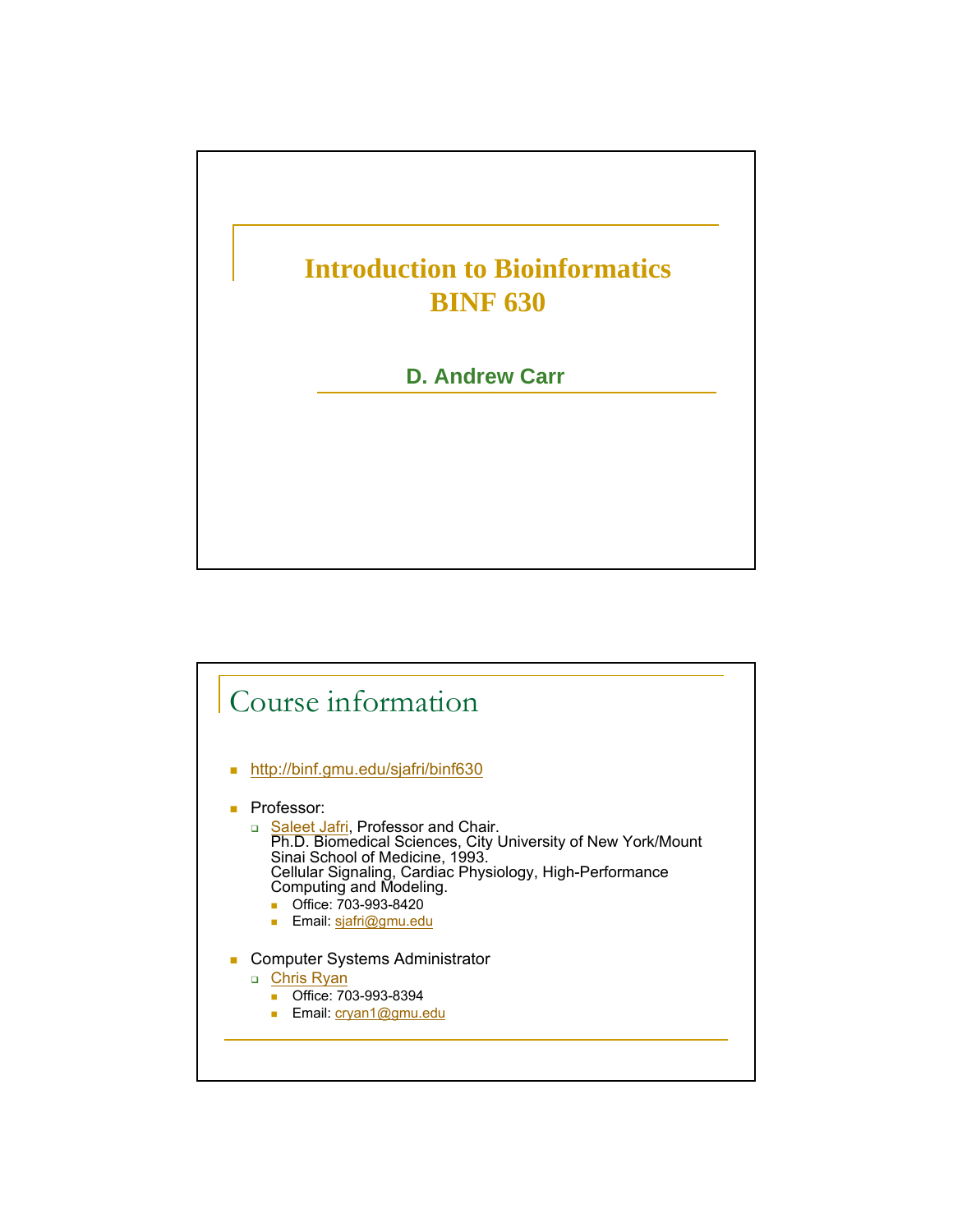# Introduction to Bioinformatics
# BINF 630

**D. Andrew Carr**

## Course information

- http://binf.gmu.edu/sjafri/binf630
- Professor:
  - Saleet Jafri, Professor and Chair.
    Ph.D. Biomedical Sciences, City University of New York/Mount Sinai School of Medicine, 1993.
    Cellular Signaling, Cardiac Physiology, High-Performance Computing and Modeling.
    - Office: 703-993-8420
    - Email: sjafri@gmu.edu
- Computer Systems Administrator
  - Chris Ryan
    - Office: 703-993-8394
    - Email: cryan1@gmu.edu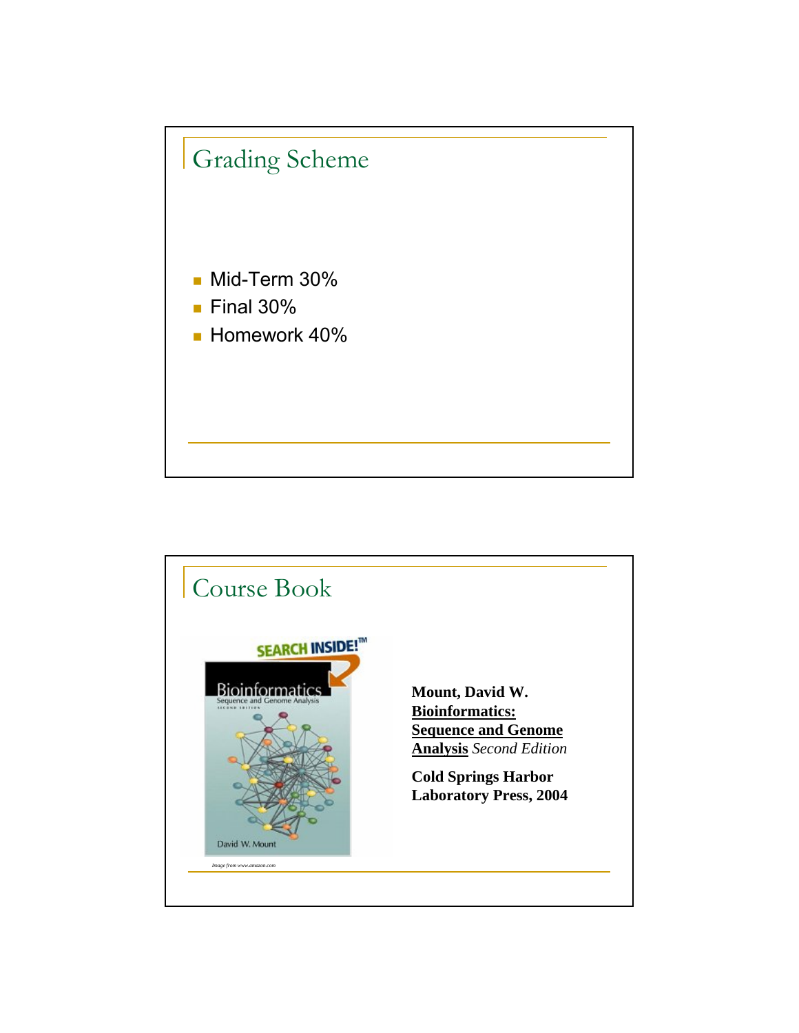## Grading Scheme

- Mid-Term 30%
- Final 30%
- Homework 40%

## Course Book

**Mount, David W.**
**Bioinformatics: Sequence and Genome Analysis** *Second Edition*

**Cold Springs Harbor Laboratory Press, 2004**

*Image from www.amazon.com*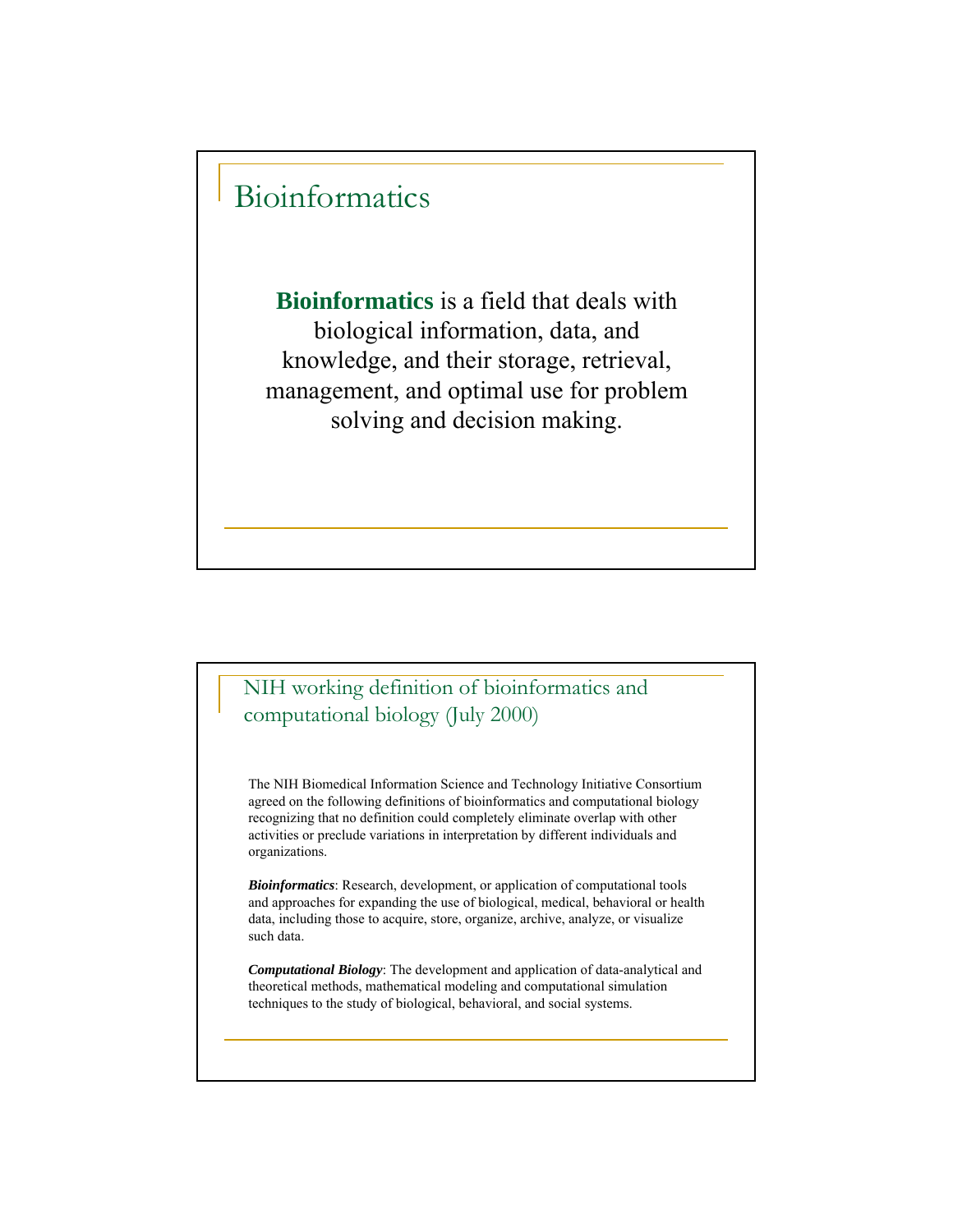# Bioinformatics

**Bioinformatics** is a field that deals with biological information, data, and knowledge, and their storage, retrieval, management, and optimal use for problem solving and decision making.

# NIH working definition of bioinformatics and computational biology (July 2000)

The NIH Biomedical Information Science and Technology Initiative Consortium agreed on the following definitions of bioinformatics and computational biology recognizing that no definition could completely eliminate overlap with other activities or preclude variations in interpretation by different individuals and organizations.

***Bioinformatics***: Research, development, or application of computational tools and approaches for expanding the use of biological, medical, behavioral or health data, including those to acquire, store, organize, archive, analyze, or visualize such data.

***Computational Biology***: The development and application of data-analytical and theoretical methods, mathematical modeling and computational simulation techniques to the study of biological, behavioral, and social systems.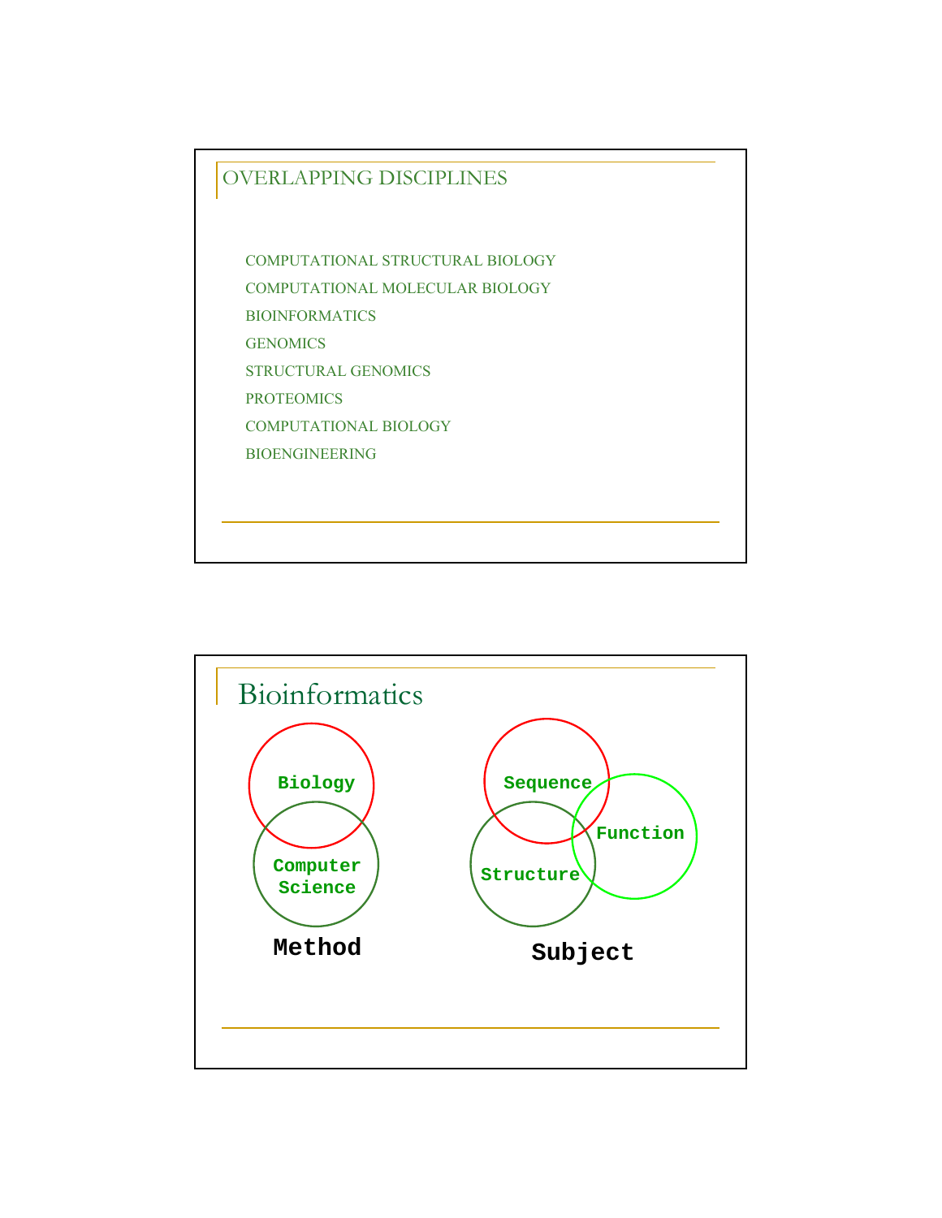## OVERLAPPING DISCIPLINES

- COMPUTATIONAL STRUCTURAL BIOLOGY
- COMPUTATIONAL MOLECULAR BIOLOGY
- BIOINFORMATICS
- GENOMICS
- STRUCTURAL GENOMICS
- PROTEOMICS
- COMPUTATIONAL BIOLOGY
- BIOENGINEERING

## Bioinformatics

Biology

Computer Science

**Method**

Sequence

Function

Structure

**Subject**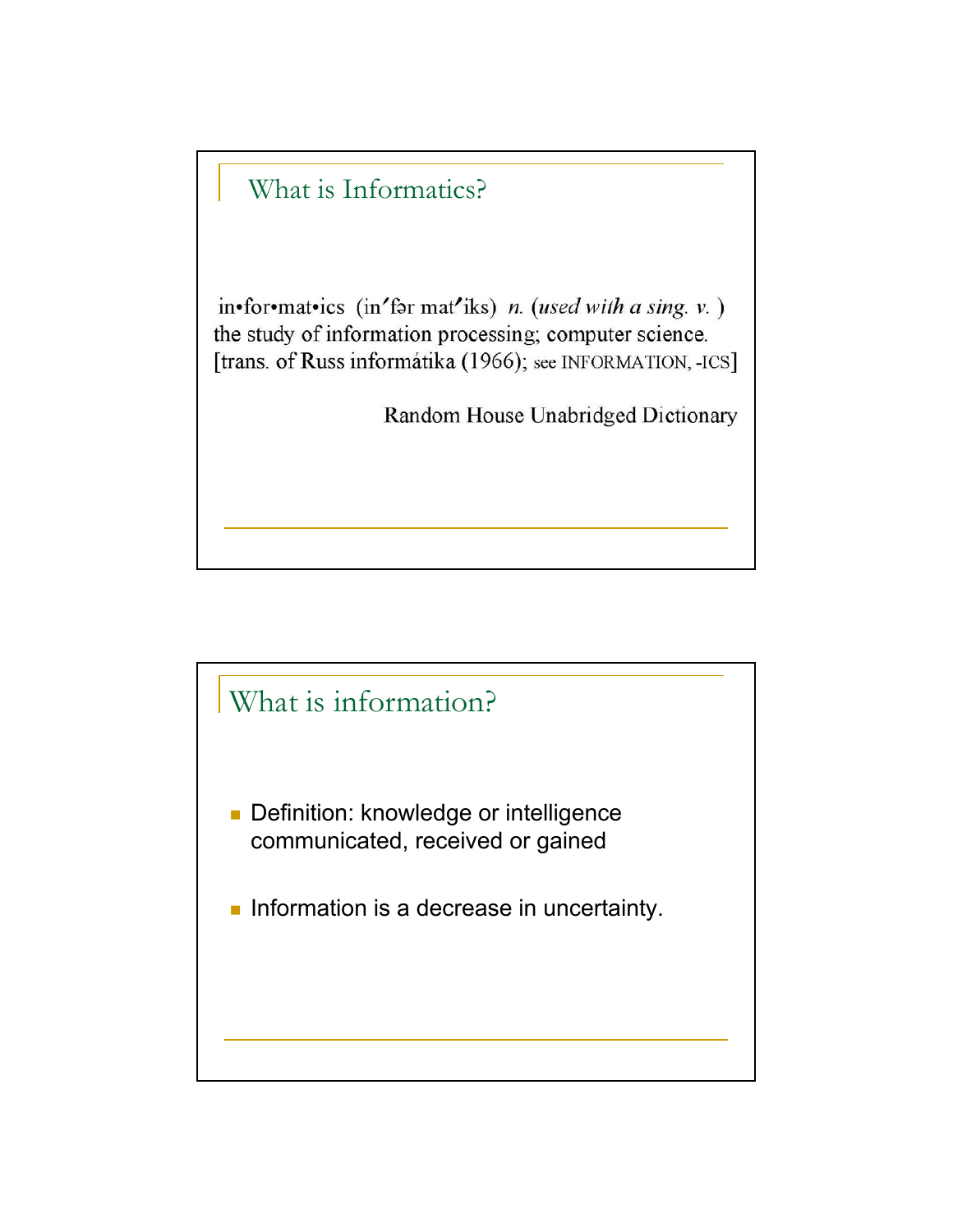## What is Informatics?

in•for•mat•ics (in′fər mat′iks) *n.* (*used with a sing. v.*) the study of information processing; computer science. [trans. of Russ informátika (1966); see INFORMATION, -ICS]

Random House Unabridged Dictionary

## What is information?

- Definition: knowledge or intelligence communicated, received or gained
- Information is a decrease in uncertainty.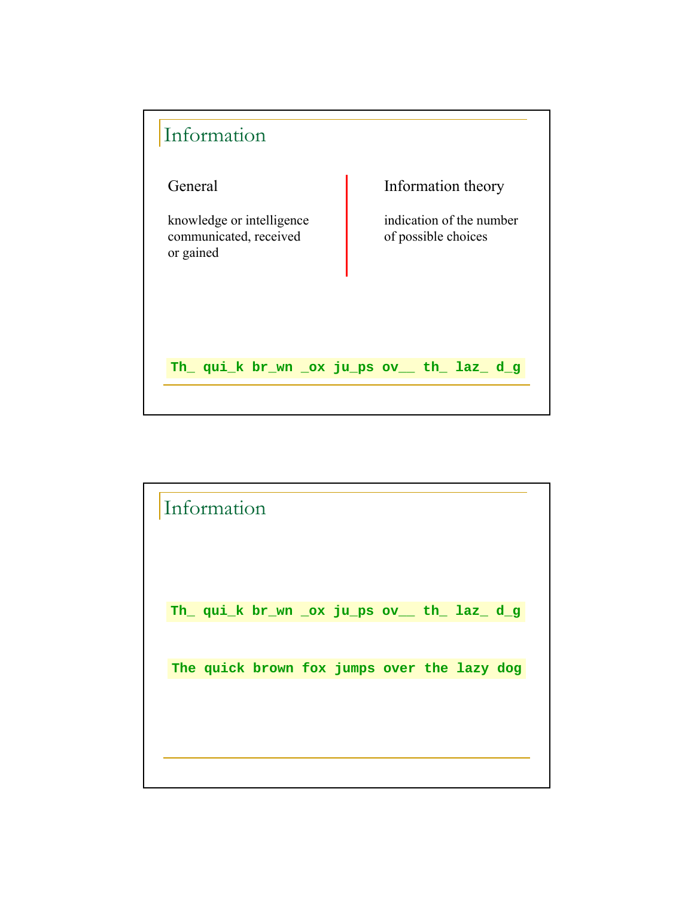## Information

**General**

knowledge or intelligence communicated, received or gained

**Information theory**

indication of the number of possible choices

```
Th_ qui_k br_wn _ox ju_ps ov__ th_ laz_ d_g
```

## Information

```
Th_ qui_k br_wn _ox ju_ps ov__ th_ laz_ d_g
```

```
The quick brown fox jumps over the lazy dog
```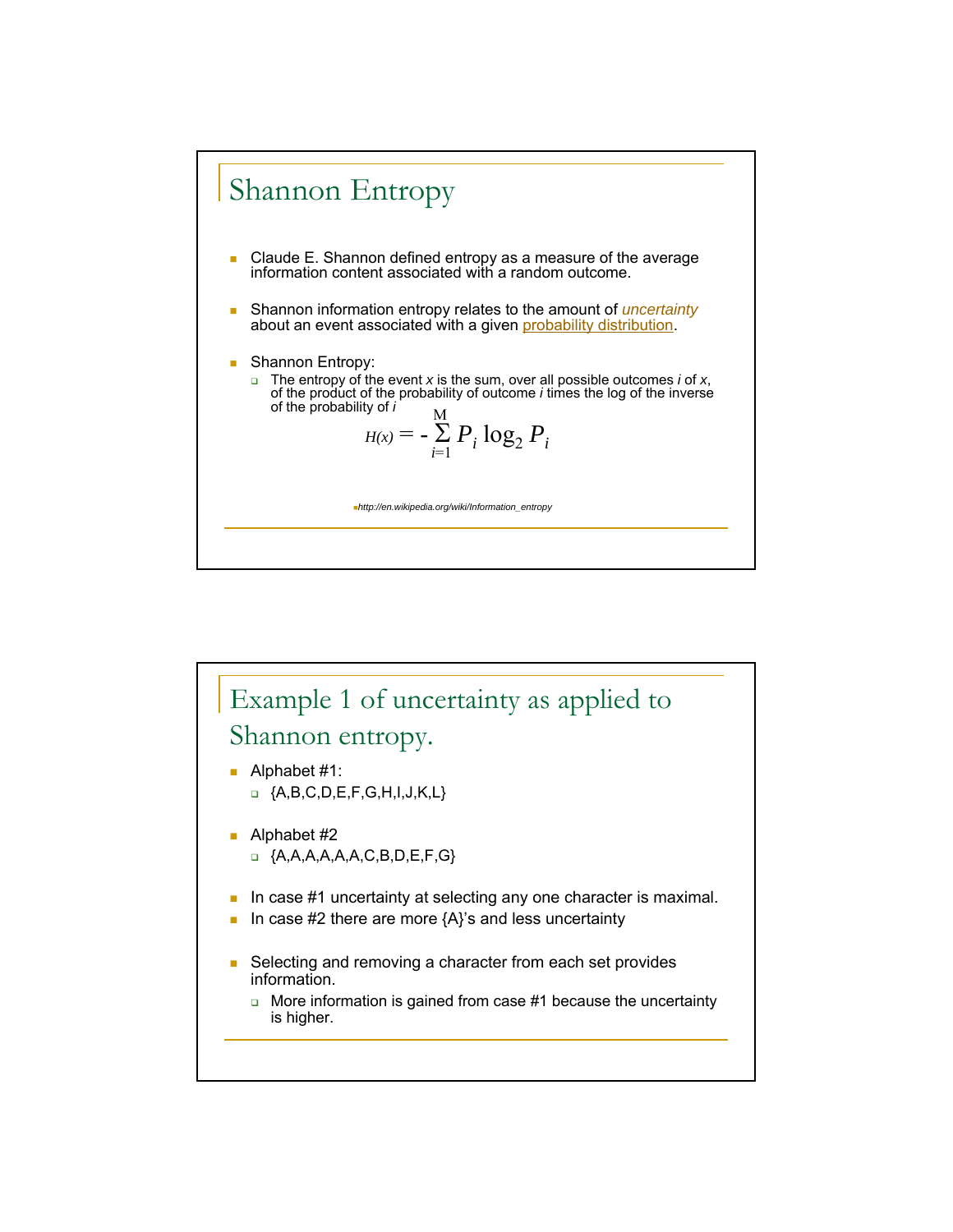## Shannon Entropy

- Claude E. Shannon defined entropy as a measure of the average information content associated with a random outcome.
- Shannon information entropy relates to the amount of *uncertainty* about an event associated with a given probability distribution.
- Shannon Entropy:
  - The entropy of the event *x* is the sum, over all possible outcomes *i* of *x*, of the product of the probability of outcome *i* times the log of the inverse of the probability of *i*

$$H(x) = -\sum_{i=1}^{M} P_i \log_2 P_i$$

*http://en.wikipedia.org/wiki/Information_entropy*

## Example 1 of uncertainty as applied to Shannon entropy.

- Alphabet #1:
  - {A,B,C,D,E,F,G,H,I,J,K,L}
- Alphabet #2
  - {A,A,A,A,A,A,C,B,D,E,F,G}
- In case #1 uncertainty at selecting any one character is maximal.
- In case #2 there are more {A}'s and less uncertainty
- Selecting and removing a character from each set provides information.
  - More information is gained from case #1 because the uncertainty is higher.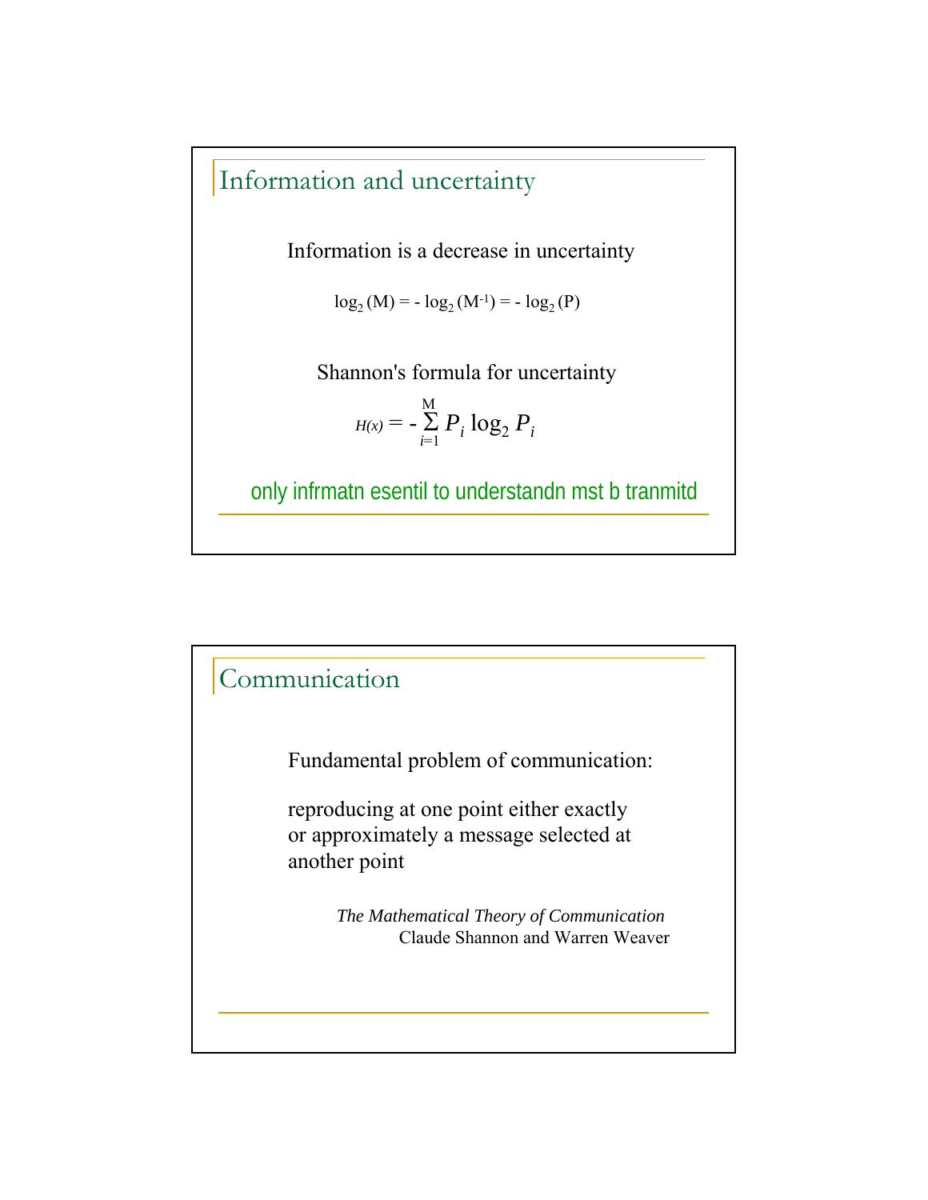## Information and uncertainty

Information is a decrease in uncertainty

$$\log_2 (M) = - \log_2 (M^{-1}) = - \log_2 (P)$$

Shannon's formula for uncertainty

$$H(x) = - \sum_{i=1}^{M} P_i \log_2 P_i$$

only infrmatn esentil to understandn mst b tranmitd

## Communication

Fundamental problem of communication:

reproducing at one point either exactly or approximately a message selected at another point

*The Mathematical Theory of Communication*
Claude Shannon and Warren Weaver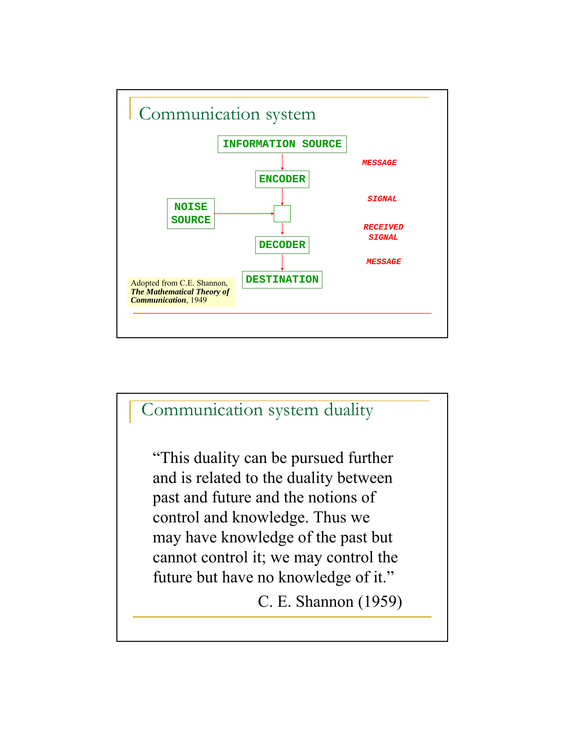## Communication system

INFORMATION SOURCE

↓ *MESSAGE*

ENCODER

↓ *SIGNAL*

NOISE SOURCE → [ ]

↓ *RECEIVED SIGNAL*

DECODER

↓ *MESSAGE*

DESTINATION

Adopted from C.E. Shannon, ***The Mathematical Theory of Communication***, 1949

## Communication system duality

"This duality can be pursued further and is related to the duality between past and future and the notions of control and knowledge. Thus we may have knowledge of the past but cannot control it; we may control the future but have no knowledge of it."

C. E. Shannon (1959)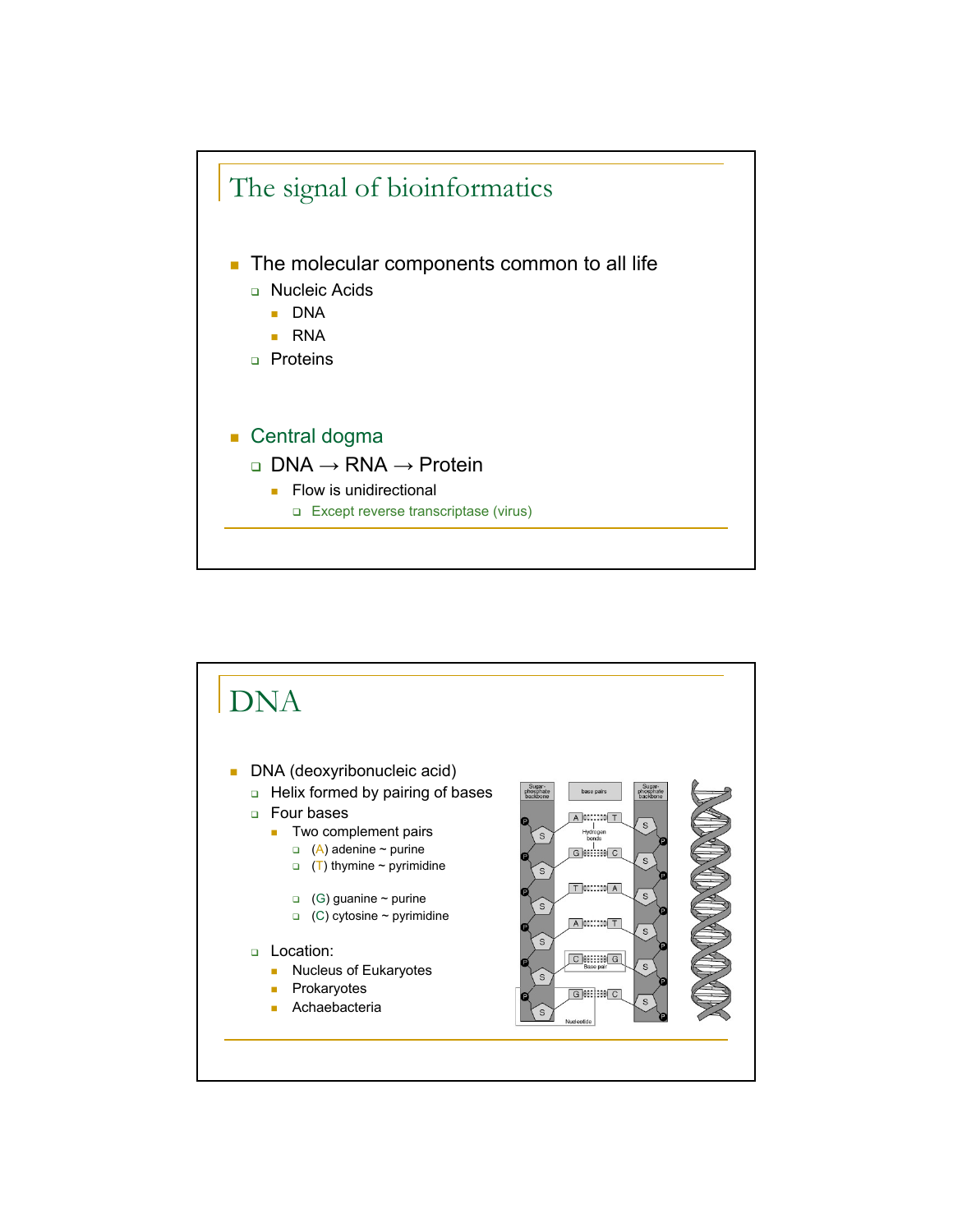## The signal of bioinformatics

- The molecular components common to all life
  - Nucleic Acids
    - DNA
    - RNA
  - Proteins

- Central dogma
  - DNA → RNA → Protein
    - Flow is unidirectional
      - Except reverse transcriptase (virus)

## DNA

- DNA (deoxyribonucleic acid)
  - Helix formed by pairing of bases
  - Four bases
    - Two complement pairs
      - (A) adenine ~ purine
      - (T) thymine ~ pyrimidine
      - (G) guanine ~ purine
      - (C) cytosine ~ pyrimidine
  - Location:
    - Nucleus of Eukaryotes
    - Prokaryotes
    - Achaebacteria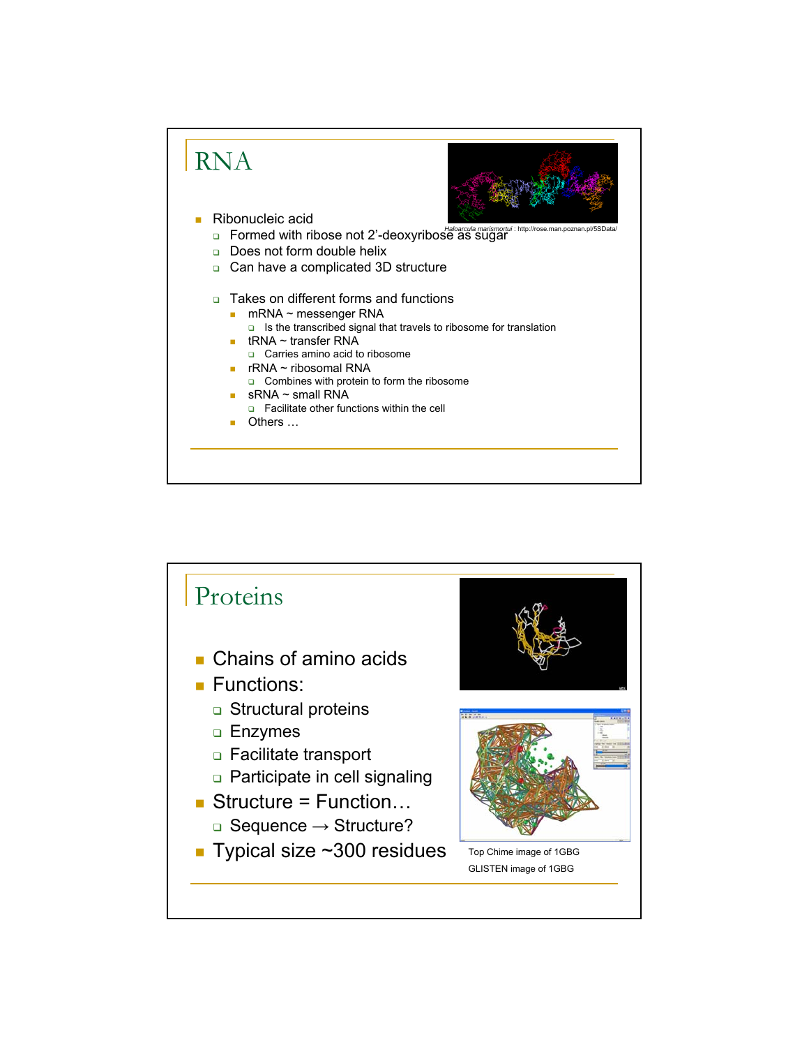# RNA

*Haloarcula marismortui* : http://rose.man.poznan.pl/5SData/

- Ribonucleic acid
  - Formed with ribose not 2'-deoxyribose as sugar
  - Does not form double helix
  - Can have a complicated 3D structure
  - Takes on different forms and functions
    - mRNA ~ messenger RNA
      - Is the transcribed signal that travels to ribosome for translation
    - tRNA ~ transfer RNA
      - Carries amino acid to ribosome
    - rRNA ~ ribosomal RNA
      - Combines with protein to form the ribosome
    - sRNA ~ small RNA
      - Facilitate other functions within the cell
    - Others …

# Proteins

- Chains of amino acids
- Functions:
  - Structural proteins
  - Enzymes
  - Facilitate transport
  - Participate in cell signaling
- Structure = Function…
  - Sequence → Structure?
- Typical size ~300 residues

Top Chime image of 1GBG

GLISTEN image of 1GBG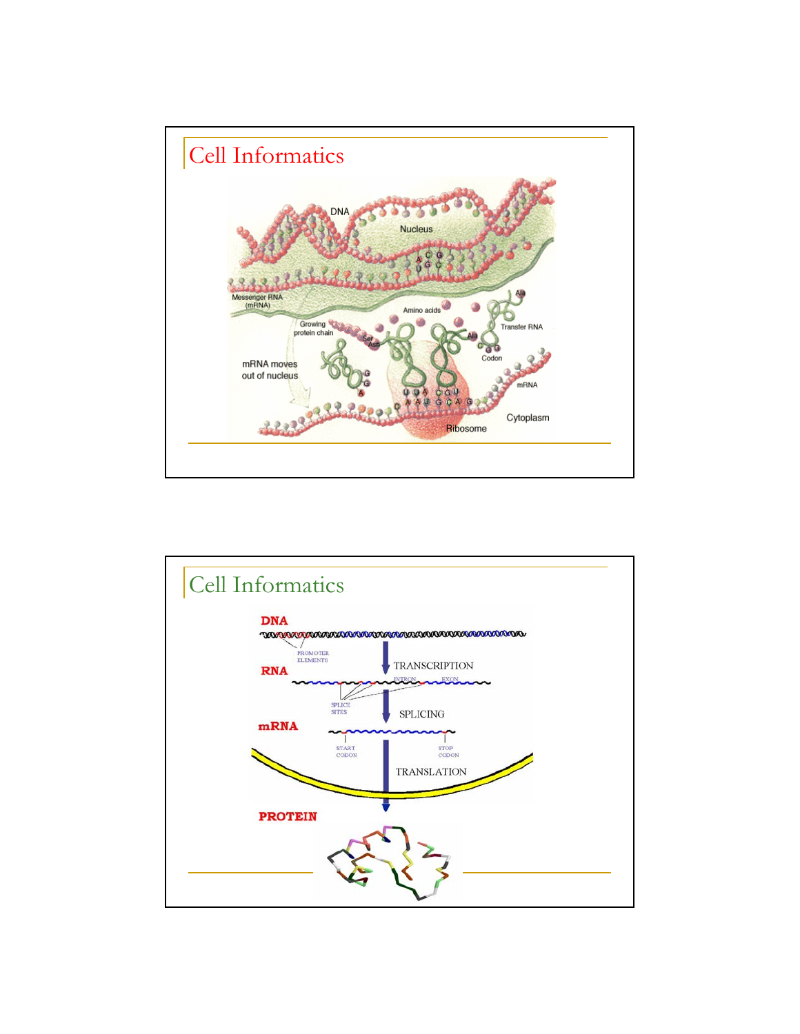# Cell Informatics

# Cell Informatics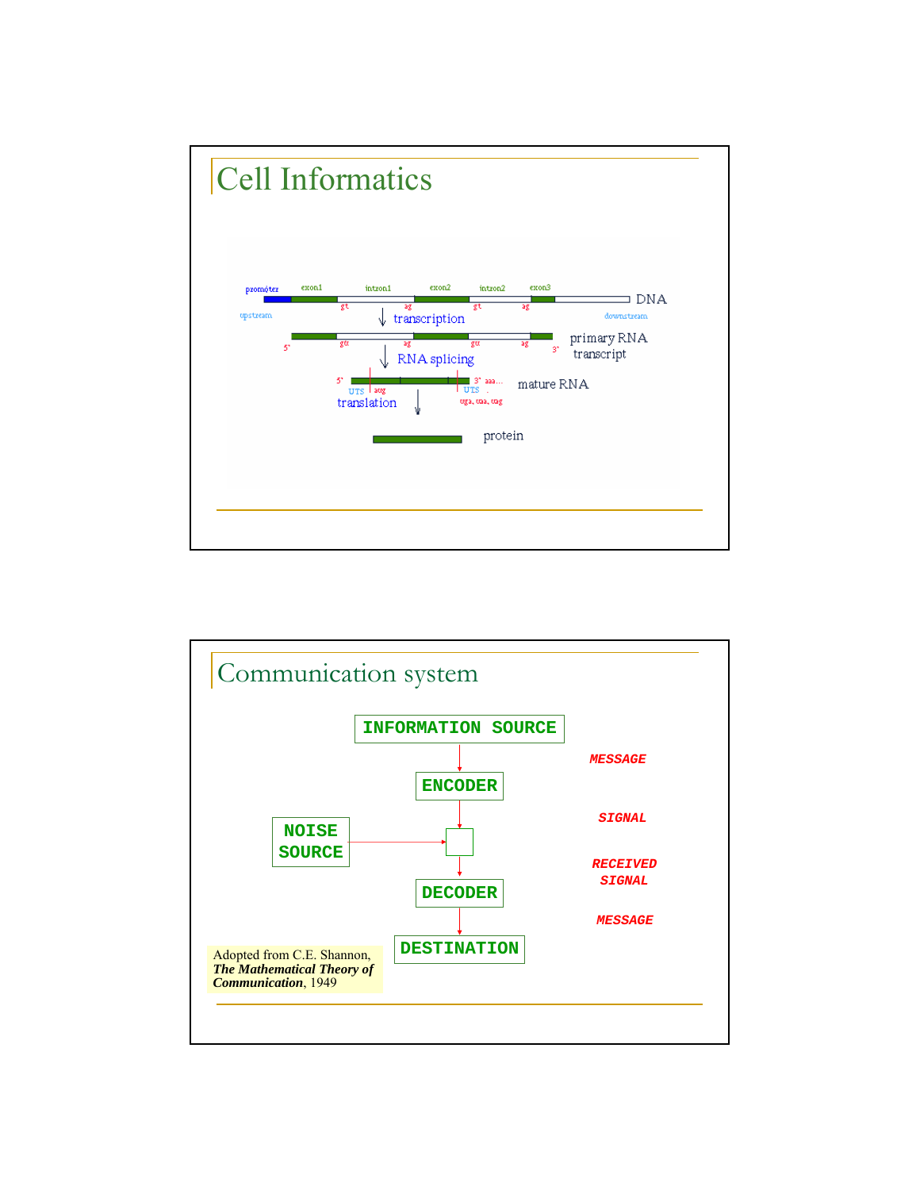## Cell Informatics

promoter exon1 intron1 exon2 intron2 exon3

DNA

gt ag gt ag

upstream downstream

transcription

5' gu ag gu ag 3'

primary RNA transcript

RNA splicing

5' 3' aaa...

UTS aug UTS

mature RNA

translation

uga, uaa, uag

protein

## Communication system

INFORMATION SOURCE

*MESSAGE*

ENCODER

*SIGNAL*

NOISE SOURCE

*RECEIVED SIGNAL*

DECODER

*MESSAGE*

DESTINATION

Adopted from C.E. Shannon, ***The Mathematical Theory of Communication***, 1949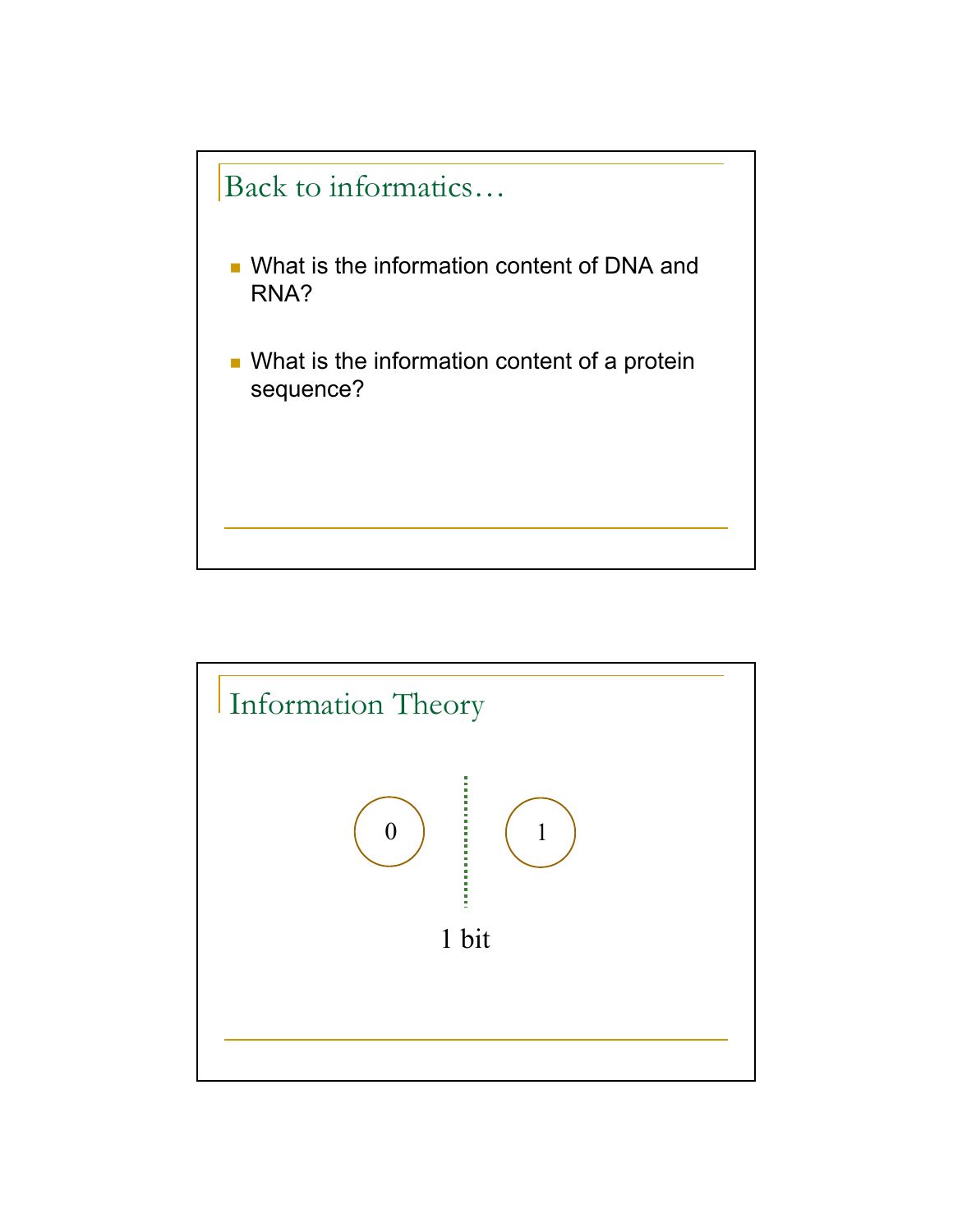## Back to informatics…

- What is the information content of DNA and RNA?
- What is the information content of a protein sequence?

## Information Theory

0 | 1

1 bit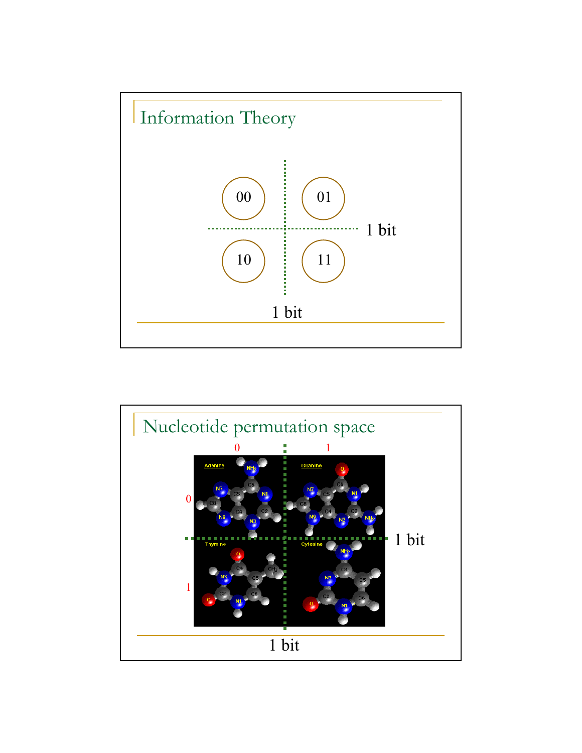## Information Theory

| 00 | 01 |
|---|---|
| 10 | 11 |

1 bit

1 bit

## Nucleotide permutation space

|   | 0 | 1 |
|---|---|---|
| 0 | Adenine | Guanine |
| 1 | Thymine | Cytosine |

1 bit

1 bit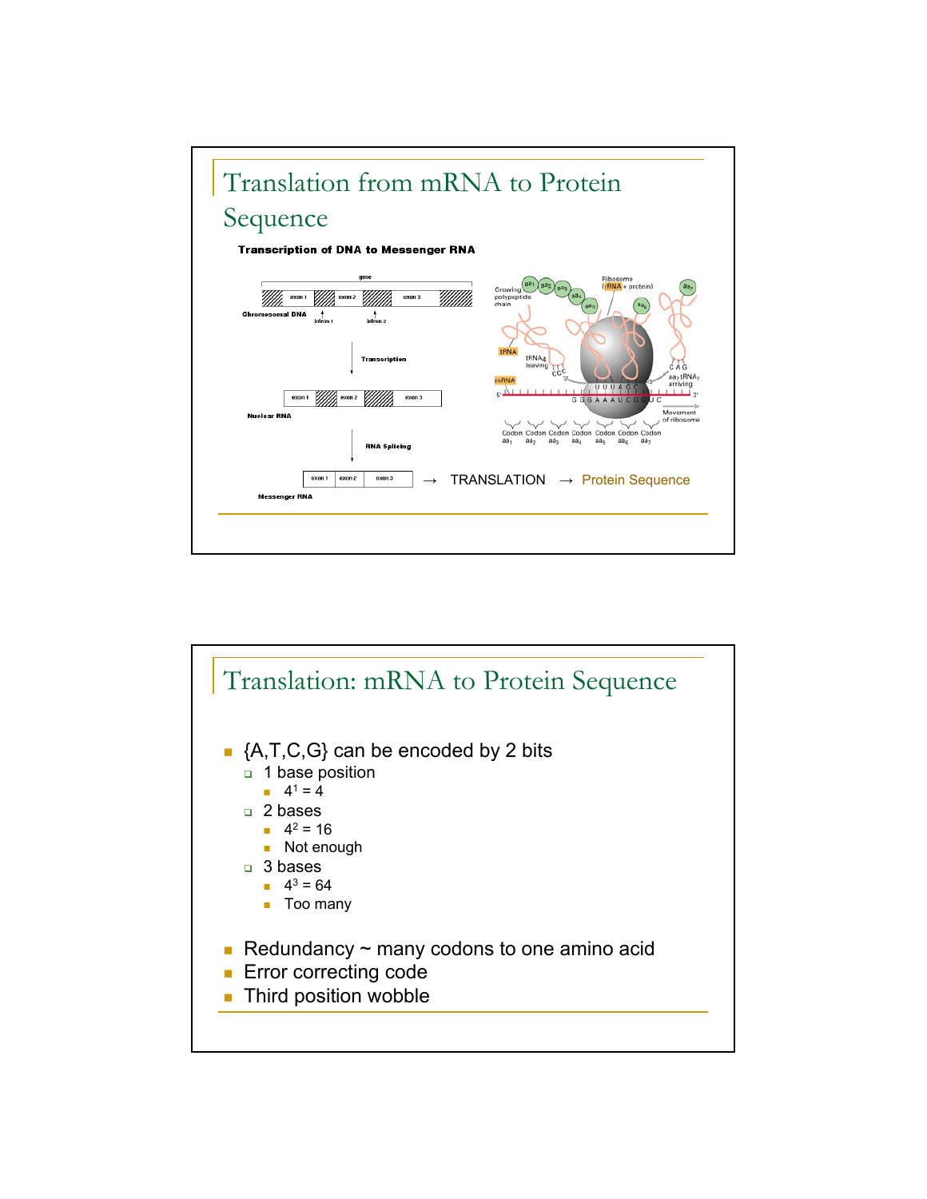# Translation from mRNA to Protein Sequence

**Transcription of DNA to Messenger RNA**

gene

exon 1 | exon 2 | exon 3

Chromosomal DNA — intron 1, intron 2

Transcription

Nuclear RNA — exon 1 | exon 2 | exon 3

RNA Splicing

Messenger RNA — exon 1 | exon 2 | exon 3

→ TRANSLATION → Protein Sequence

Growing polypeptide chain; Ribosome (rRNA + protein); tRNA; $tRNA_4$ leaving; mRNA; $aa_7$ $tRNA_7$ arriving; Movement of ribosome; Codon $aa_1$, Codon $aa_2$, Codon $aa_3$, Codon $aa_4$, Codon $aa_5$, Codon $aa_6$, Codon $aa_7$

# Translation: mRNA to Protein Sequence

- {A,T,C,G} can be encoded by 2 bits
  - 1 base position
    - $4^1 = 4$
  - 2 bases
    - $4^2 = 16$
    - Not enough
  - 3 bases
    - $4^3 = 64$
    - Too many
- Redundancy ~ many codons to one amino acid
- Error correcting code
- Third position wobble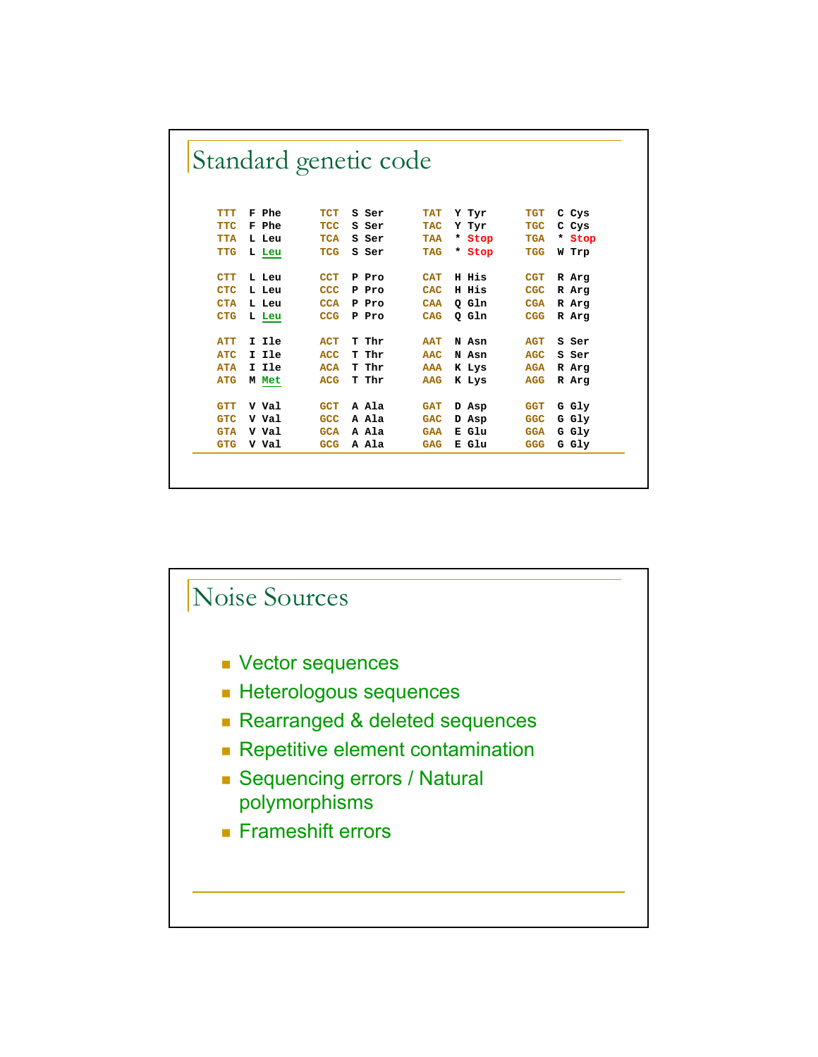# Standard genetic code

```
TTT  F Phe      TCT  S Ser      TAT  Y Tyr      TGT  C Cys
TTC  F Phe      TCC  S Ser      TAC  Y Tyr      TGC  C Cys
TTA  L Leu      TCA  S Ser      TAA  * Stop     TGA  * Stop
TTG  L Leu      TCG  S Ser      TAG  * Stop     TGG  W Trp

CTT  L Leu      CCT  P Pro      CAT  H His      CGT  R Arg
CTC  L Leu      CCC  P Pro      CAC  H His      CGC  R Arg
CTA  L Leu      CCA  P Pro      CAA  Q Gln      CGA  R Arg
CTG  L Leu      CCG  P Pro      CAG  Q Gln      CGG  R Arg

ATT  I Ile      ACT  T Thr      AAT  N Asn      AGT  S Ser
ATC  I Ile      ACC  T Thr      AAC  N Asn      AGC  S Ser
ATA  I Ile      ACA  T Thr      AAA  K Lys      AGA  R Arg
ATG  M Met      ACG  T Thr      AAG  K Lys      AGG  R Arg

GTT  V Val      GCT  A Ala      GAT  D Asp      GGT  G Gly
GTC  V Val      GCC  A Ala      GAC  D Asp      GGC  G Gly
GTA  V Val      GCA  A Ala      GAA  E Glu      GGA  G Gly
GTG  V Val      GCG  A Ala      GAG  E Glu      GGG  G Gly
```

# Noise Sources

- Vector sequences
- Heterologous sequences
- Rearranged & deleted sequences
- Repetitive element contamination
- Sequencing errors / Natural polymorphisms
- Frameshift errors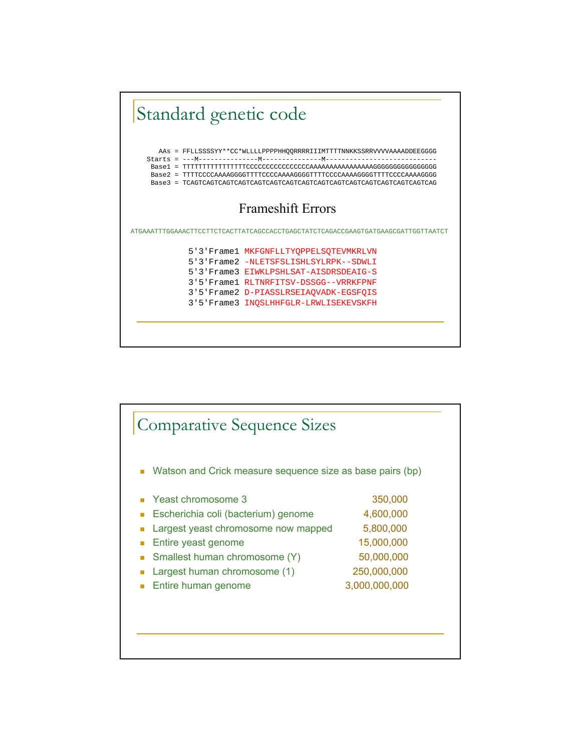## Standard genetic code

```
    AAs = FFLLSSSSYY**CC*WLLLLPPPPHHQQRRRRIIIMTTTTNNKKSSRRVVVVAAAADDEEGGGG
  Starts = ---M---------------M---------------M----------------------------
   Base1 = TTTTTTTTTTTTTTTTCCCCCCCCCCCCCCCCAAAAAAAAAAAAAAAAGGGGGGGGGGGGGGGG
   Base2 = TTTTCCCCAAAAGGGGTTTTCCCCAAAAGGGGTTTTCCCCAAAAGGGGTTTTCCCCAAAAGGGG
   Base3 = TCAGTCAGTCAGTCAGTCAGTCAGTCAGTCAGTCAGTCAGTCAGTCAGTCAGTCAGTCAGTCAG
```

### Frameshift Errors

```
ATGAAATTTGGAAACTTCCTTCTCACTTATCAGCCACCTGAGCTATCTCAGACCGAAGTGATGAAGCGATTGGTTAATCT
```

```
5'3'Frame1 MKFGNFLLTYQPPELSQTEVMKRLVN
5'3'Frame2 -NLETSFSLISHLSYLRPK--SDWLI
5'3'Frame3 EIWKLPSHLSAT-AISDRSDEAIG-S
3'5'Frame1 RLTNRFITSV-DSSGG--VRRKFPNF
3'5'Frame2 D-PIASSLRSEIAQVADK-EGSFQIS
3'5'Frame3 INQSLHHFGLR-LRWLISEKEVSKFH
```

## Comparative Sequence Sizes

- Watson and Crick measure sequence size as base pairs (bp)

| | |
|---|---|
| Yeast chromosome 3 | 350,000 |
| Escherichia coli (bacterium) genome | 4,600,000 |
| Largest yeast chromosome now mapped | 5,800,000 |
| Entire yeast genome | 15,000,000 |
| Smallest human chromosome (Y) | 50,000,000 |
| Largest human chromosome (1) | 250,000,000 |
| Entire human genome | 3,000,000,000 |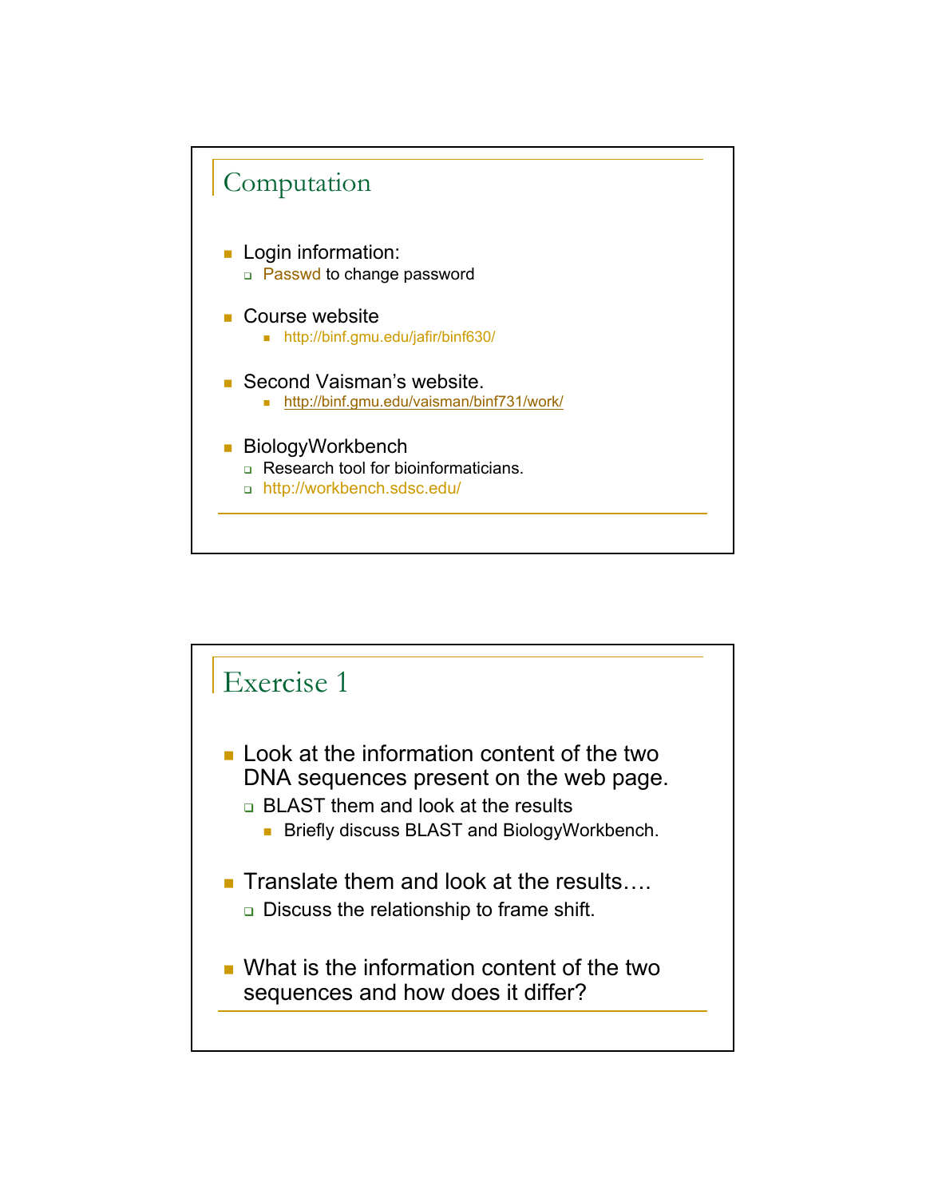## Computation

- Login information:
  - Passwd to change password
- Course website
  - http://binf.gmu.edu/jafir/binf630/
- Second Vaisman's website.
  - http://binf.gmu.edu/vaisman/binf731/work/
- BiologyWorkbench
  - Research tool for bioinformaticians.
  - http://workbench.sdsc.edu/

## Exercise 1

- Look at the information content of the two DNA sequences present on the web page.
  - BLAST them and look at the results
    - Briefly discuss BLAST and BiologyWorkbench.
- Translate them and look at the results….
  - Discuss the relationship to frame shift.
- What is the information content of the two sequences and how does it differ?